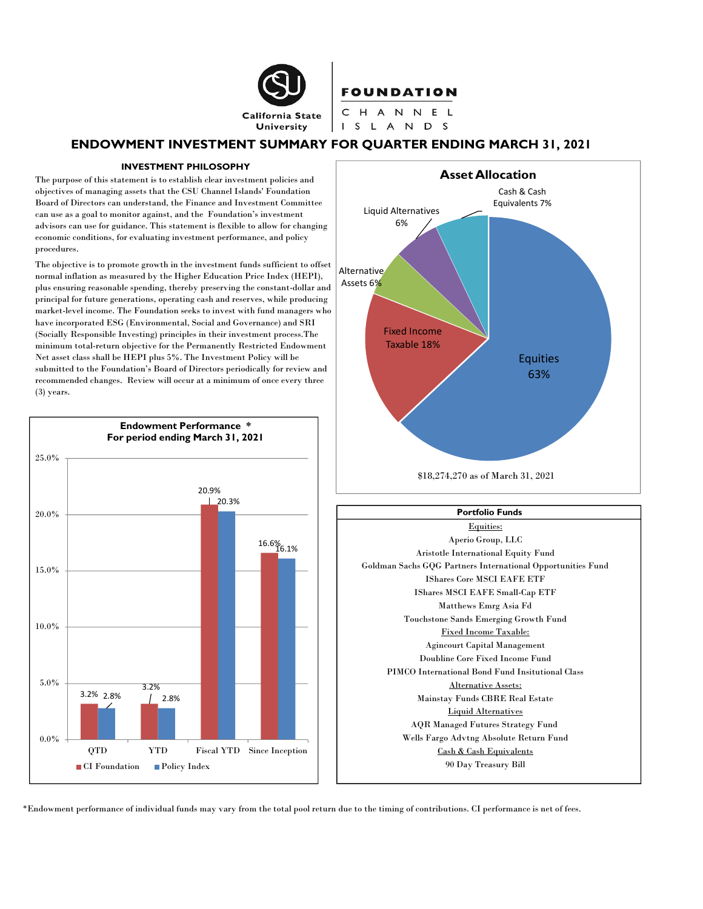California State University

# FOUNDATION

CHANNEL ISLANDS

## ENDOWMENT INVESTMENT SUMMARY FOR QUARTER ENDING MARCH 31, 2021

### INVESTMENT PHILOSOPHY

The purpose of this statement is to establish clear investment policies and objectives of managing assets that the CSU Channel Islands' Foundation Board of Directors can understand, the Finance and Investment Committee can use as a goal to monitor against, and the Foundation's investment advisors can use for guidance. This statement is flexible to allow for changing economic conditions, for evaluating investment performance, and policy procedures.

The objective is to promote growth in the investment funds sufficient to offset normal inflation as measured by the Higher Education Price Index (HEPI), plus ensuring reasonable spending, thereby preserving the constant-dollar and principal for future generations, operating cash and reserves, while producing market-level income. The Foundation seeks to invest with fund managers who have incorporated ESG (Environmental, Social and Governance) and SRI (Socially Responsible Investing) principles in their investment process.The minimum total-return objective for the Permanently Restricted Endowment Net asset class shall be HEPI plus 5%. The Investment Policy will be submitted to the Foundation's Board of Directors periodically for review and recommended changes. Review will occur at a minimum of once every three (3) years.

### Endowment Performance *
### For period ending March 31, 2021

| | CI Foundation | Policy Index |
|---|---|---|
| QTD | 3.2% | 2.8% |
| YTD | 3.2% | 2.8% |
| Fiscal YTD | 20.9% | 20.3% |
| Since Inception | 16.6% | 16.1% |

### Asset Allocation

| Asset Class | Allocation |
|---|---|
| Equities | 63% |
| Fixed Income Taxable | 18% |
| Alternative Assets | 6% |
| Liquid Alternatives | 6% |
| Cash & Cash Equivalents | 7% |

$18,274,270 as of March 31, 2021

### Portfolio Funds

Equities:

- Aperio Group, LLC
- Aristotle International Equity Fund
- Goldman Sachs GQG Partners International Opportunities Fund
- IShares Core MSCI EAFE ETF
- IShares MSCI EAFE Small-Cap ETF
- Matthews Emrg Asia Fd
- Touchstone Sands Emerging Growth Fund

Fixed Income Taxable:

- Agincourt Capital Management
- Doubline Core Fixed Income Fund
- PIMCO International Bond Fund Insitutional Class

Alternative Assets:

- Mainstay Funds CBRE Real Estate

Liquid Alternatives

- AQR Managed Futures Strategy Fund
- Wells Fargo Advtng Absolute Return Fund

Cash & Cash Equivalents

- 90 Day Treasury Bill

*Endowment performance of individual funds may vary from the total pool return due to the timing of contributions. CI performance is net of fees.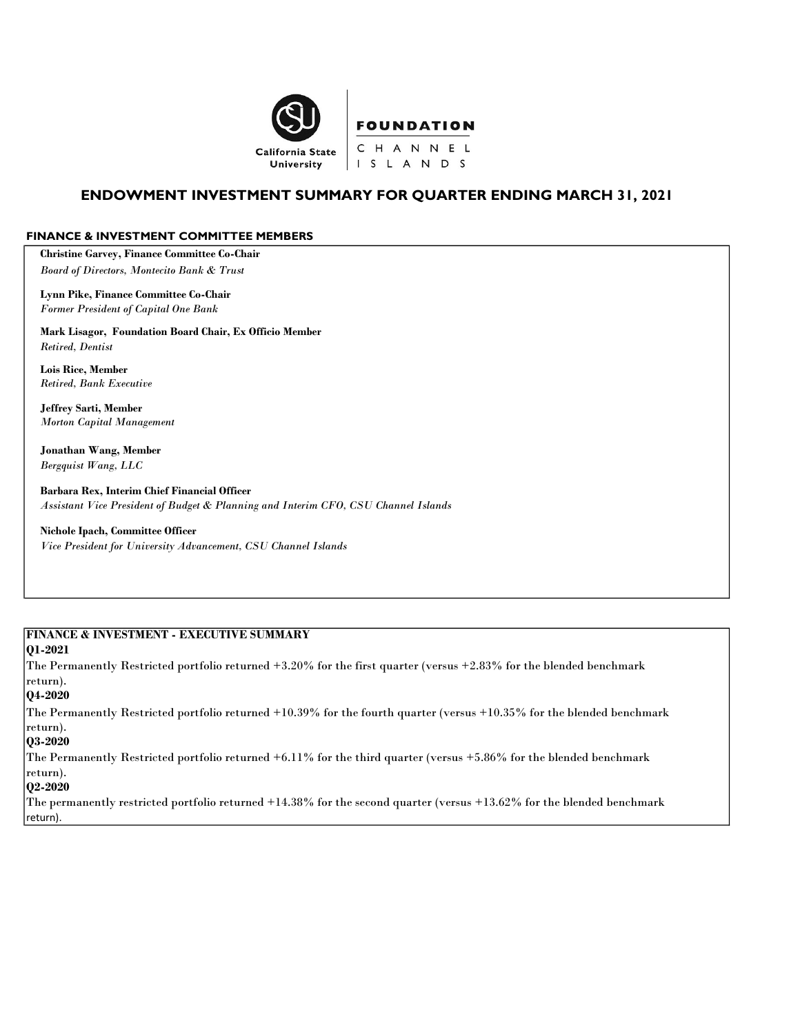California State University | FOUNDATION CHANNEL ISLANDS

# ENDOWMENT INVESTMENT SUMMARY FOR QUARTER ENDING MARCH 31, 2021

## FINANCE & INVESTMENT COMMITTEE MEMBERS

**Christine Garvey, Finance Committee Co-Chair**
*Board of Directors, Montecito Bank & Trust*

**Lynn Pike, Finance Committee Co-Chair**
*Former President of Capital One Bank*

**Mark Lisagor, Foundation Board Chair, Ex Officio Member**
*Retired, Dentist*

**Lois Rice, Member**
*Retired, Bank Executive*

**Jeffrey Sarti, Member**
*Morton Capital Management*

**Jonathan Wang, Member**
*Bergquist Wang, LLC*

**Barbara Rex, Interim Chief Financial Officer**
*Assistant Vice President of Budget & Planning and Interim CFO, CSU Channel Islands*

**Nichole Ipach, Committee Officer**
*Vice President for University Advancement, CSU Channel Islands*

## FINANCE & INVESTMENT - EXECUTIVE SUMMARY

**Q1-2021**

The Permanently Restricted portfolio returned +3.20% for the first quarter (versus +2.83% for the blended benchmark return).

**Q4-2020**

The Permanently Restricted portfolio returned +10.39% for the fourth quarter (versus +10.35% for the blended benchmark return).

**Q3-2020**

The Permanently Restricted portfolio returned +6.11% for the third quarter (versus +5.86% for the blended benchmark return).

**Q2-2020**

The permanently restricted portfolio returned +14.38% for the second quarter (versus +13.62% for the blended benchmark return).